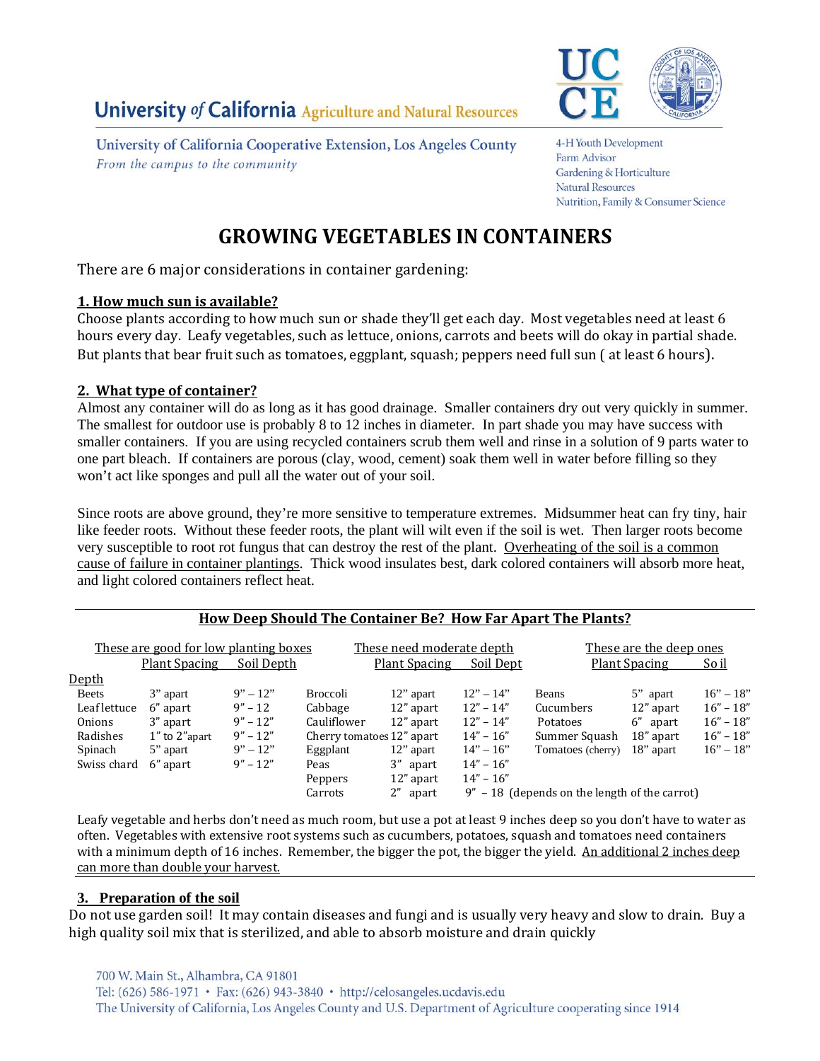University of California Agriculture and Natural Resources

University of California Cooperative Extension, Los Angeles County
*From the campus to the community*

4-H Youth Development
Farm Advisor
Gardening & Horticulture
Natural Resources
Nutrition, Family & Consumer Science

# GROWING VEGETABLES IN CONTAINERS

There are 6 major considerations in container gardening:

## 1. How much sun is available?

Choose plants according to how much sun or shade they'll get each day. Most vegetables need at least 6 hours every day. Leafy vegetables, such as lettuce, onions, carrots and beets will do okay in partial shade. But plants that bear fruit such as tomatoes, eggplant, squash; peppers need full sun ( at least 6 hours).

## 2. What type of container?

Almost any container will do as long as it has good drainage. Smaller containers dry out very quickly in summer. The smallest for outdoor use is probably 8 to 12 inches in diameter. In part shade you may have success with smaller containers. If you are using recycled containers scrub them well and rinse in a solution of 9 parts water to one part bleach. If containers are porous (clay, wood, cement) soak them well in water before filling so they won't act like sponges and pull all the water out of your soil.

Since roots are above ground, they're more sensitive to temperature extremes. Midsummer heat can fry tiny, hair like feeder roots. Without these feeder roots, the plant will wilt even if the soil is wet. Then larger roots become very susceptible to root rot fungus that can destroy the rest of the plant. Overheating of the soil is a common cause of failure in container plantings. Thick wood insulates best, dark colored containers will absorb more heat, and light colored containers reflect heat.

### How Deep Should The Container Be? How Far Apart The Plants?

| These are good for low planting boxes | | | These need moderate depth | | | These are the deep ones | | |
|---|---|---|---|---|---|---|---|---|
| | Plant Spacing | Soil Depth | | Plant Spacing | Soil Dept | | Plant Spacing | So il Depth |
| Beets | 3" apart | 9" – 12" | Broccoli | 12" apart | 12" – 14" | Beans | 5" apart | 16" – 18" |
| Leaf lettuce | 6" apart | 9" – 12 | Cabbage | 12" apart | 12" – 14" | Cucumbers | 12" apart | 16" – 18" |
| Onions | 3" apart | 9" – 12" | Cauliflower | 12" apart | 12" – 14" | Potatoes | 6" apart | 16" – 18" |
| Radishes | 1" to 2" apart | 9" – 12" | Cherry tomatoes | 12" apart | 14" – 16" | Summer Squash | 18" apart | 16" – 18" |
| Spinach | 5" apart | 9" – 12" | Eggplant | 12" apart | 14" – 16" | Tomatoes (cherry) | 18" apart | 16" – 18" |
| Swiss chard | 6" apart | 9" – 12" | Peas | 3" apart | 14" – 16" | | | |
| | | | Peppers | 12" apart | 14" – 16" | | | |
| | | | Carrots | 2" apart | 9" – 18 (depends on the length of the carrot) | | | |

Leafy vegetable and herbs don't need as much room, but use a pot at least 9 inches deep so you don't have to water as often. Vegetables with extensive root systems such as cucumbers, potatoes, squash and tomatoes need containers with a minimum depth of 16 inches. Remember, the bigger the pot, the bigger the yield. An additional 2 inches deep can more than double your harvest.

## 3. Preparation of the soil

Do not use garden soil! It may contain diseases and fungi and is usually very heavy and slow to drain. Buy a high quality soil mix that is sterilized, and able to absorb moisture and drain quickly

700 W. Main St., Alhambra, CA 91801
Tel: (626) 586-1971 • Fax: (626) 943-3840 • http://celosangeles.ucdavis.edu
The University of California, Los Angeles County and U.S. Department of Agriculture cooperating since 1914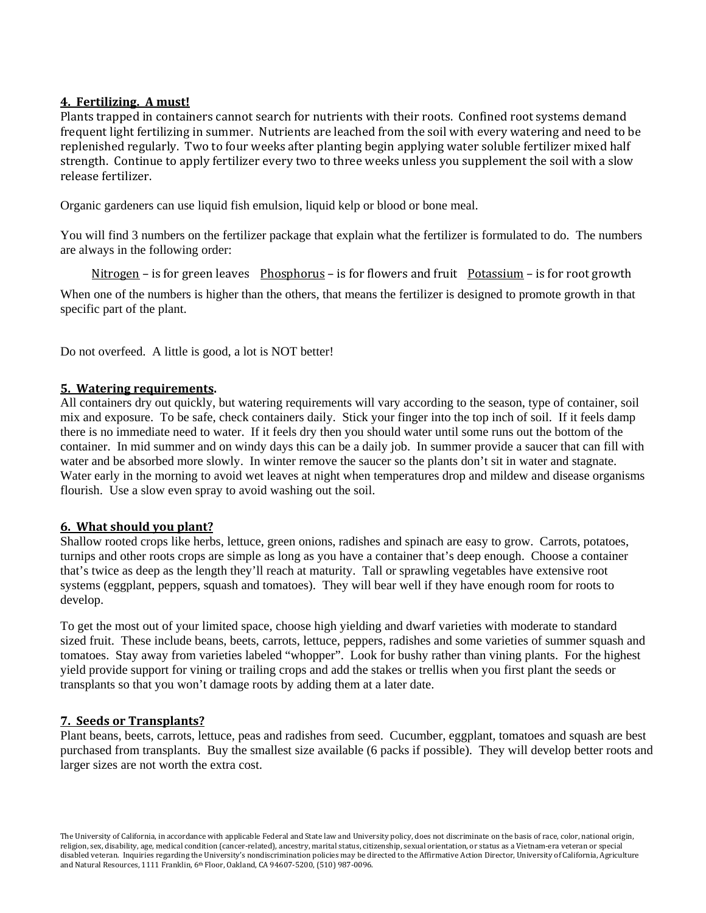**4. Fertilizing. A must!**

Plants trapped in containers cannot search for nutrients with their roots. Confined root systems demand frequent light fertilizing in summer. Nutrients are leached from the soil with every watering and need to be replenished regularly. Two to four weeks after planting begin applying water soluble fertilizer mixed half strength. Continue to apply fertilizer every two to three weeks unless you supplement the soil with a slow release fertilizer.

Organic gardeners can use liquid fish emulsion, liquid kelp or blood or bone meal.

You will find 3 numbers on the fertilizer package that explain what the fertilizer is formulated to do. The numbers are always in the following order:

Nitrogen – is for green leaves  Phosphorus – is for flowers and fruit  Potassium – is for root growth

When one of the numbers is higher than the others, that means the fertilizer is designed to promote growth in that specific part of the plant.

Do not overfeed. A little is good, a lot is NOT better!

**5. Watering requirements.**

All containers dry out quickly, but watering requirements will vary according to the season, type of container, soil mix and exposure. To be safe, check containers daily. Stick your finger into the top inch of soil. If it feels damp there is no immediate need to water. If it feels dry then you should water until some runs out the bottom of the container. In mid summer and on windy days this can be a daily job. In summer provide a saucer that can fill with water and be absorbed more slowly. In winter remove the saucer so the plants don't sit in water and stagnate. Water early in the morning to avoid wet leaves at night when temperatures drop and mildew and disease organisms flourish. Use a slow even spray to avoid washing out the soil.

**6. What should you plant?**

Shallow rooted crops like herbs, lettuce, green onions, radishes and spinach are easy to grow. Carrots, potatoes, turnips and other roots crops are simple as long as you have a container that's deep enough. Choose a container that's twice as deep as the length they'll reach at maturity. Tall or sprawling vegetables have extensive root systems (eggplant, peppers, squash and tomatoes). They will bear well if they have enough room for roots to develop.

To get the most out of your limited space, choose high yielding and dwarf varieties with moderate to standard sized fruit. These include beans, beets, carrots, lettuce, peppers, radishes and some varieties of summer squash and tomatoes. Stay away from varieties labeled "whopper". Look for bushy rather than vining plants. For the highest yield provide support for vining or trailing crops and add the stakes or trellis when you first plant the seeds or transplants so that you won't damage roots by adding them at a later date.

**7. Seeds or Transplants?**

Plant beans, beets, carrots, lettuce, peas and radishes from seed. Cucumber, eggplant, tomatoes and squash are best purchased from transplants. Buy the smallest size available (6 packs if possible). They will develop better roots and larger sizes are not worth the extra cost.

The University of California, in accordance with applicable Federal and State law and University policy, does not discriminate on the basis of race, color, national origin, religion, sex, disability, age, medical condition (cancer-related), ancestry, marital status, citizenship, sexual orientation, or status as a Vietnam-era veteran or special disabled veteran. Inquiries regarding the University's nondiscrimination policies may be directed to the Affirmative Action Director, University of California, Agriculture and Natural Resources, 1111 Franklin, 6th Floor, Oakland, CA 94607-5200, (510) 987-0096.